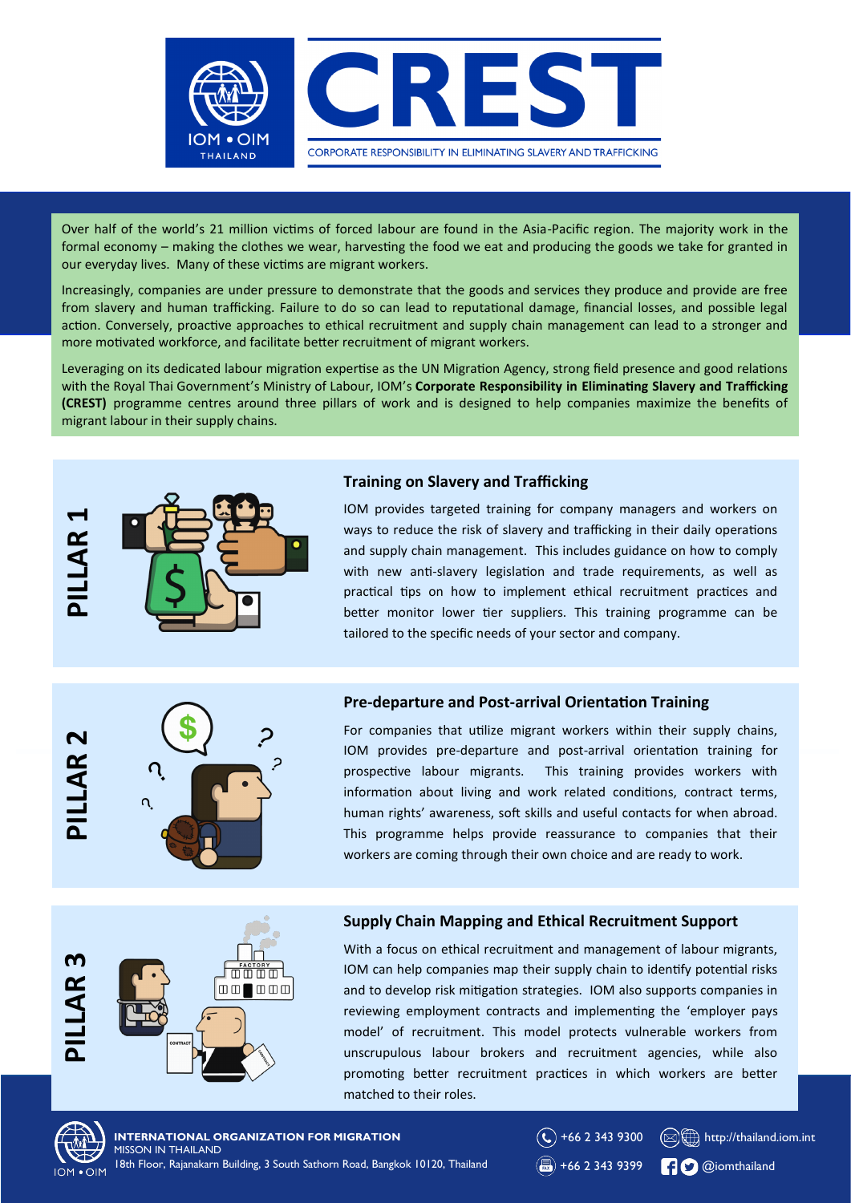# CREST

CORPORATE RESPONSIBILITY IN ELIMINATING SLAVERY AND TRAFFICKING

Over half of the world's 21 million victims of forced labour are found in the Asia-Pacific region. The majority work in the formal economy – making the clothes we wear, harvesting the food we eat and producing the goods we take for granted in our everyday lives. Many of these victims are migrant workers.

Increasingly, companies are under pressure to demonstrate that the goods and services they produce and provide are free from slavery and human trafficking. Failure to do so can lead to reputational damage, financial losses, and possible legal action. Conversely, proactive approaches to ethical recruitment and supply chain management can lead to a stronger and more motivated workforce, and facilitate better recruitment of migrant workers.

Leveraging on its dedicated labour migration expertise as the UN Migration Agency, strong field presence and good relations with the Royal Thai Government's Ministry of Labour, IOM's **Corporate Responsibility in Eliminating Slavery and Trafficking (CREST)** programme centres around three pillars of work and is designed to help companies maximize the benefits of migrant labour in their supply chains.

## PILLAR 1

### Training on Slavery and Trafficking

IOM provides targeted training for company managers and workers on ways to reduce the risk of slavery and trafficking in their daily operations and supply chain management. This includes guidance on how to comply with new anti-slavery legislation and trade requirements, as well as practical tips on how to implement ethical recruitment practices and better monitor lower tier suppliers. This training programme can be tailored to the specific needs of your sector and company.

## PILLAR 2

### Pre-departure and Post-arrival Orientation Training

For companies that utilize migrant workers within their supply chains, IOM provides pre-departure and post-arrival orientation training for prospective labour migrants. This training provides workers with information about living and work related conditions, contract terms, human rights' awareness, soft skills and useful contacts for when abroad. This programme helps provide reassurance to companies that their workers are coming through their own choice and are ready to work.

## PILLAR 3

### Supply Chain Mapping and Ethical Recruitment Support

With a focus on ethical recruitment and management of labour migrants, IOM can help companies map their supply chain to identify potential risks and to develop risk mitigation strategies. IOM also supports companies in reviewing employment contracts and implementing the 'employer pays model' of recruitment. This model protects vulnerable workers from unscrupulous labour brokers and recruitment agencies, while also promoting better recruitment practices in which workers are better matched to their roles.

**INTERNATIONAL ORGANIZATION FOR MIGRATION**
MISSON IN THAILAND
18th Floor, Rajanakarn Building, 3 South Sathorn Road, Bangkok 10120, Thailand

+66 2 343 9300
+66 2 343 9399
http://thailand.iom.int
@iomthailand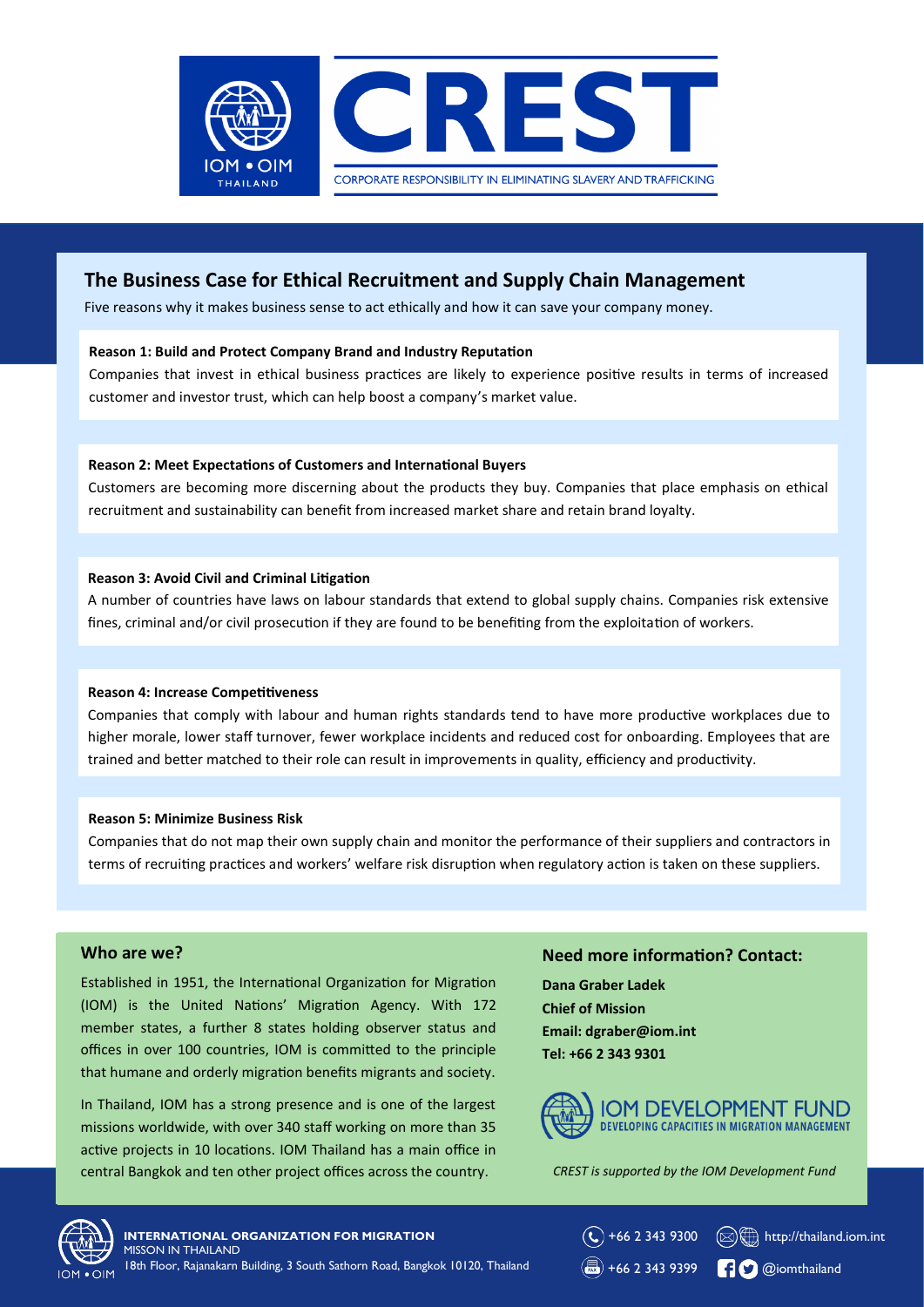# CREST

CORPORATE RESPONSIBILITY IN ELIMINATING SLAVERY AND TRAFFICKING

IOM • OIM THAILAND

## The Business Case for Ethical Recruitment and Supply Chain Management

Five reasons why it makes business sense to act ethically and how it can save your company money.

**Reason 1: Build and Protect Company Brand and Industry Reputation**

Companies that invest in ethical business practices are likely to experience positive results in terms of increased customer and investor trust, which can help boost a company's market value.

**Reason 2: Meet Expectations of Customers and International Buyers**

Customers are becoming more discerning about the products they buy. Companies that place emphasis on ethical recruitment and sustainability can benefit from increased market share and retain brand loyalty.

**Reason 3: Avoid Civil and Criminal Litigation**

A number of countries have laws on labour standards that extend to global supply chains. Companies risk extensive fines, criminal and/or civil prosecution if they are found to be benefiting from the exploitation of workers.

**Reason 4: Increase Competitiveness**

Companies that comply with labour and human rights standards tend to have more productive workplaces due to higher morale, lower staff turnover, fewer workplace incidents and reduced cost for onboarding. Employees that are trained and better matched to their role can result in improvements in quality, efficiency and productivity.

**Reason 5: Minimize Business Risk**

Companies that do not map their own supply chain and monitor the performance of their suppliers and contractors in terms of recruiting practices and workers' welfare risk disruption when regulatory action is taken on these suppliers.

### Who are we?

Established in 1951, the International Organization for Migration (IOM) is the United Nations' Migration Agency. With 172 member states, a further 8 states holding observer status and offices in over 100 countries, IOM is committed to the principle that humane and orderly migration benefits migrants and society.

In Thailand, IOM has a strong presence and is one of the largest missions worldwide, with over 340 staff working on more than 35 active projects in 10 locations. IOM Thailand has a main office in central Bangkok and ten other project offices across the country.

### Need more information? Contact:

**Dana Graber Ladek**
**Chief of Mission**
**Email: dgraber@iom.int**
**Tel: +66 2 343 9301**

IOM DEVELOPMENT FUND
DEVELOPING CAPACITIES IN MIGRATION MANAGEMENT

*CREST is supported by the IOM Development Fund*

**INTERNATIONAL ORGANIZATION FOR MIGRATION**
MISSON IN THAILAND
18th Floor, Rajanakarn Building, 3 South Sathorn Road, Bangkok 10120, Thailand

+66 2 343 9300
+66 2 343 9399
http://thailand.iom.int
@iomthailand